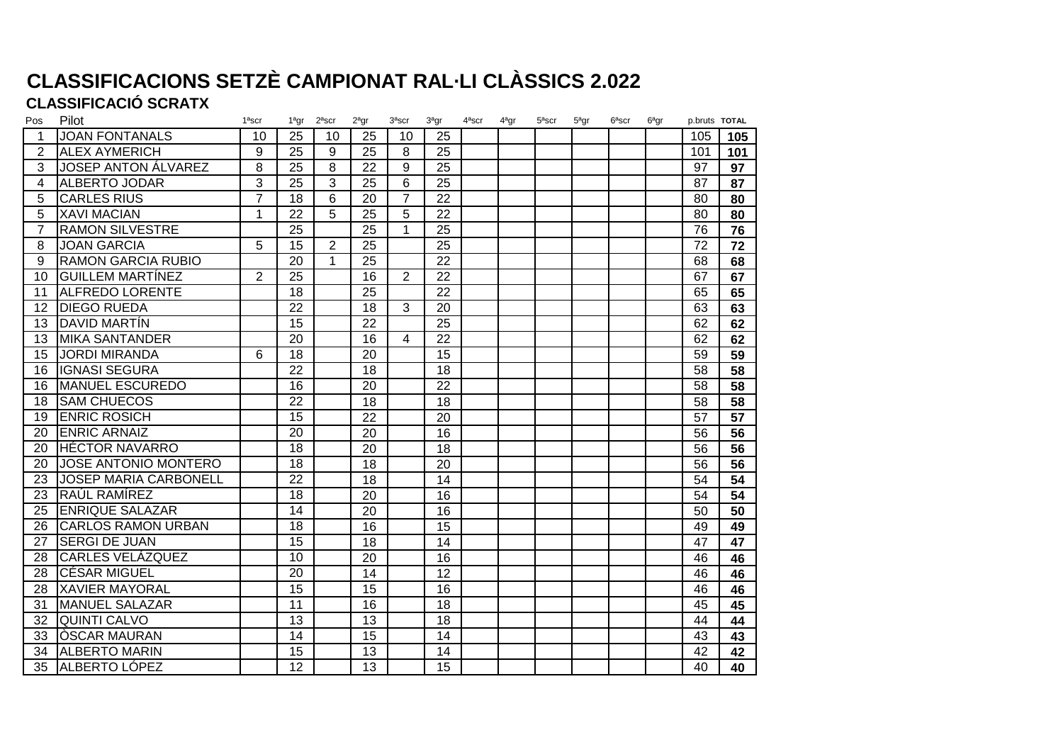# CLASSIFICACIONS SETZÈ CAMPIONAT RAL·LI CLÀSSICS 2.022

## CLASSIFICACIÓ SCRATX

| Pos | Pilot | 1ªscr | 1ªgr | 2ªscr | 2ªgr | 3ªscr | 3ªgr | 4ªscr | 4ªgr | 5ªscr | 5ªgr | 6ªscr | 6ªgr | p.bruts | TOTAL |
|---|---|---|---|---|---|---|---|---|---|---|---|---|---|---|---|
| 1 | JOAN FONTANALS | 10 | 25 | 10 | 25 | 10 | 25 | | | | | | | 105 | **105** |
| 2 | ALEX AYMERICH | 9 | 25 | 9 | 25 | 8 | 25 | | | | | | | 101 | **101** |
| 3 | JOSEP ANTON ÁLVAREZ | 8 | 25 | 8 | 22 | 9 | 25 | | | | | | | 97 | **97** |
| 4 | ALBERTO JODAR | 3 | 25 | 3 | 25 | 6 | 25 | | | | | | | 87 | **87** |
| 5 | CARLES RIUS | 7 | 18 | 6 | 20 | 7 | 22 | | | | | | | 80 | **80** |
| 5 | XAVI MACIAN | 1 | 22 | 5 | 25 | 5 | 22 | | | | | | | 80 | **80** |
| 7 | RAMON SILVESTRE | | 25 | | 25 | 1 | 25 | | | | | | | 76 | **76** |
| 8 | JOAN GARCIA | 5 | 15 | 2 | 25 | | 25 | | | | | | | 72 | **72** |
| 9 | RAMON GARCIA RUBIO | | 20 | 1 | 25 | | 22 | | | | | | | 68 | **68** |
| 10 | GUILLEM MARTÍNEZ | 2 | 25 | | 16 | 2 | 22 | | | | | | | 67 | **67** |
| 11 | ALFREDO LORENTE | | 18 | | 25 | | 22 | | | | | | | 65 | **65** |
| 12 | DIEGO RUEDA | | 22 | | 18 | 3 | 20 | | | | | | | 63 | **63** |
| 13 | DAVID MARTÍN | | 15 | | 22 | | 25 | | | | | | | 62 | **62** |
| 13 | MIKA SANTANDER | | 20 | | 16 | 4 | 22 | | | | | | | 62 | **62** |
| 15 | JORDI MIRANDA | 6 | 18 | | 20 | | 15 | | | | | | | 59 | **59** |
| 16 | IGNASI SEGURA | | 22 | | 18 | | 18 | | | | | | | 58 | **58** |
| 16 | MANUEL ESCUREDO | | 16 | | 20 | | 22 | | | | | | | 58 | **58** |
| 18 | SAM CHUECOS | | 22 | | 18 | | 18 | | | | | | | 58 | **58** |
| 19 | ENRIC ROSICH | | 15 | | 22 | | 20 | | | | | | | 57 | **57** |
| 20 | ENRIC ARNAIZ | | 20 | | 20 | | 16 | | | | | | | 56 | **56** |
| 20 | HÉCTOR NAVARRO | | 18 | | 20 | | 18 | | | | | | | 56 | **56** |
| 20 | JOSE ANTONIO MONTERO | | 18 | | 18 | | 20 | | | | | | | 56 | **56** |
| 23 | JOSEP MARIA CARBONELL | | 22 | | 18 | | 14 | | | | | | | 54 | **54** |
| 23 | RAÚL RAMÍREZ | | 18 | | 20 | | 16 | | | | | | | 54 | **54** |
| 25 | ENRIQUE SALAZAR | | 14 | | 20 | | 16 | | | | | | | 50 | **50** |
| 26 | CARLOS RAMON URBAN | | 18 | | 16 | | 15 | | | | | | | 49 | **49** |
| 27 | SERGI DE JUAN | | 15 | | 18 | | 14 | | | | | | | 47 | **47** |
| 28 | CARLES VELÁZQUEZ | | 10 | | 20 | | 16 | | | | | | | 46 | **46** |
| 28 | CÉSAR MIGUEL | | 20 | | 14 | | 12 | | | | | | | 46 | **46** |
| 28 | XAVIER MAYORAL | | 15 | | 15 | | 16 | | | | | | | 46 | **46** |
| 31 | MANUEL SALAZAR | | 11 | | 16 | | 18 | | | | | | | 45 | **45** |
| 32 | QUINTI CALVO | | 13 | | 13 | | 18 | | | | | | | 44 | **44** |
| 33 | ÒSCAR MAURAN | | 14 | | 15 | | 14 | | | | | | | 43 | **43** |
| 34 | ALBERTO MARIN | | 15 | | 13 | | 14 | | | | | | | 42 | **42** |
| 35 | ALBERTO LÓPEZ | | 12 | | 13 | | 15 | | | | | | | 40 | **40** |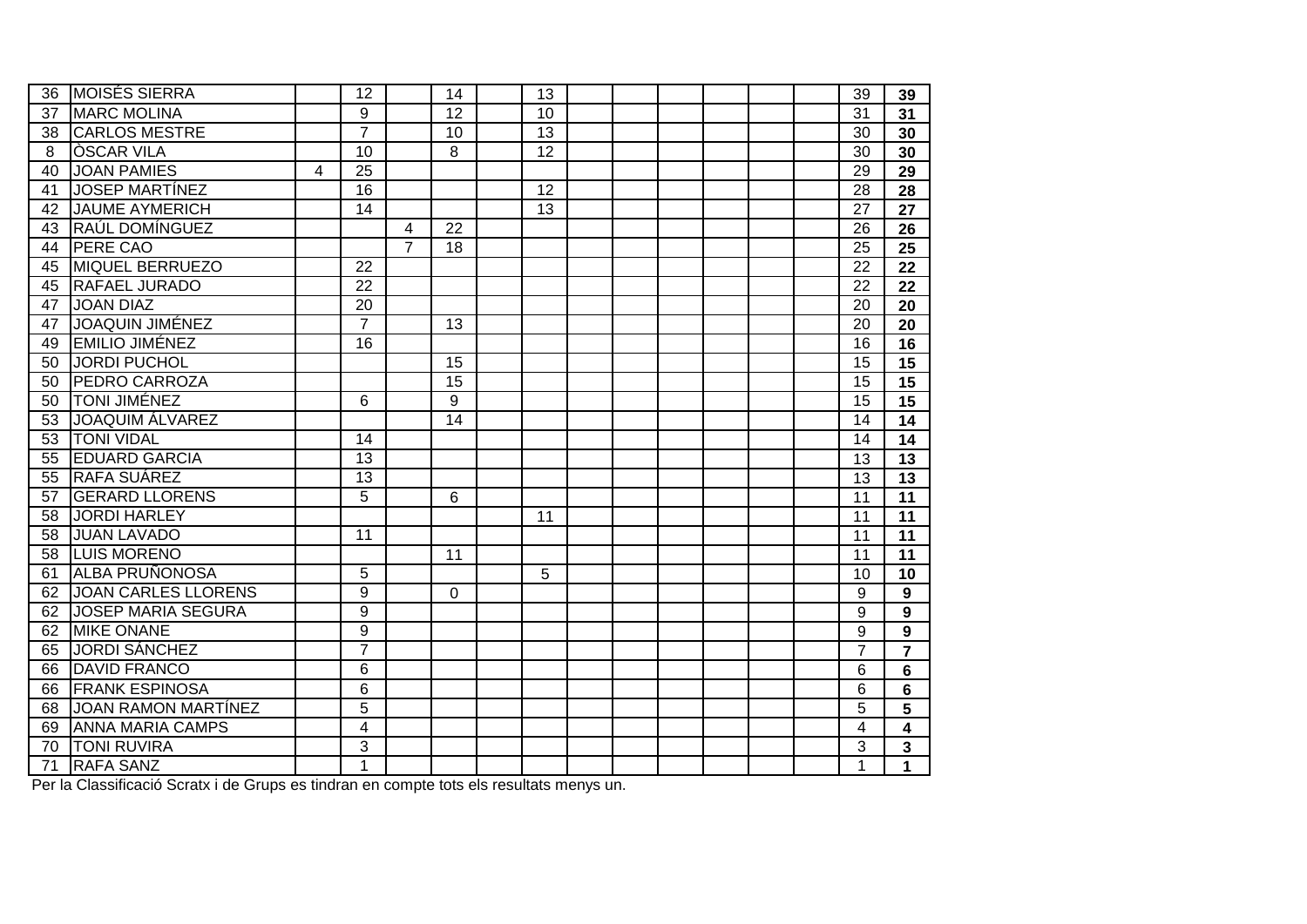| | | | | | | | | | | | | | | | | |
|---|---|---|---|---|---|---|---|---|---|---|---|---|---|---|---|---|
| 36 | MOISÉS SIERRA | | 12 | | 14 | | 13 | | | | | | | | 39 | **39** |
| 37 | MARC MOLINA | | 9 | | 12 | | 10 | | | | | | | | 31 | **31** |
| 38 | CARLOS MESTRE | | 7 | | 10 | | 13 | | | | | | | | 30 | **30** |
| 8 | ÒSCAR VILA | | 10 | | 8 | | 12 | | | | | | | | 30 | **30** |
| 40 | JOAN PAMIES | 4 | 25 | | | | | | | | | | | | 29 | **29** |
| 41 | JOSEP MARTÍNEZ | | 16 | | | | 12 | | | | | | | | 28 | **28** |
| 42 | JAUME AYMERICH | | 14 | | | | 13 | | | | | | | | 27 | **27** |
| 43 | RAÚL DOMÍNGUEZ | | | 4 | 22 | | | | | | | | | | 26 | **26** |
| 44 | PERE CAO | | | 7 | 18 | | | | | | | | | | 25 | **25** |
| 45 | MIQUEL BERRUEZO | | 22 | | | | | | | | | | | | 22 | **22** |
| 45 | RAFAEL JURADO | | 22 | | | | | | | | | | | | 22 | **22** |
| 47 | JOAN DIAZ | | 20 | | | | | | | | | | | | 20 | **20** |
| 47 | JOAQUIN JIMÉNEZ | | 7 | | 13 | | | | | | | | | | 20 | **20** |
| 49 | EMILIO JIMÉNEZ | | 16 | | | | | | | | | | | | 16 | **16** |
| 50 | JORDI PUCHOL | | | | 15 | | | | | | | | | | 15 | **15** |
| 50 | PEDRO CARROZA | | | | 15 | | | | | | | | | | 15 | **15** |
| 50 | TONI JIMÉNEZ | | 6 | | 9 | | | | | | | | | | 15 | **15** |
| 53 | JOAQUIM ÁLVAREZ | | | | 14 | | | | | | | | | | 14 | **14** |
| 53 | TONI VIDAL | | 14 | | | | | | | | | | | | 14 | **14** |
| 55 | EDUARD GARCIA | | 13 | | | | | | | | | | | | 13 | **13** |
| 55 | RAFA SUÁREZ | | 13 | | | | | | | | | | | | 13 | **13** |
| 57 | GERARD LLORENS | | 5 | | 6 | | | | | | | | | | 11 | **11** |
| 58 | JORDI HARLEY | | | | | | 11 | | | | | | | | 11 | **11** |
| 58 | JUAN LAVADO | | 11 | | | | | | | | | | | | 11 | **11** |
| 58 | LUIS MORENO | | | | 11 | | | | | | | | | | 11 | **11** |
| 61 | ALBA PRUÑONOSA | | 5 | | | | 5 | | | | | | | | 10 | **10** |
| 62 | JOAN CARLES LLORENS | | 9 | | 0 | | | | | | | | | | 9 | **9** |
| 62 | JOSEP MARIA SEGURA | | 9 | | | | | | | | | | | | 9 | **9** |
| 62 | MIKE ONANE | | 9 | | | | | | | | | | | | 9 | **9** |
| 65 | JORDI SÁNCHEZ | | 7 | | | | | | | | | | | | 7 | **7** |
| 66 | DAVID FRANCO | | 6 | | | | | | | | | | | | 6 | **6** |
| 66 | FRANK ESPINOSA | | 6 | | | | | | | | | | | | 6 | **6** |
| 68 | JOAN RAMON MARTÍNEZ | | 5 | | | | | | | | | | | | 5 | **5** |
| 69 | ANNA MARIA CAMPS | | 4 | | | | | | | | | | | | 4 | **4** |
| 70 | TONI RUVIRA | | 3 | | | | | | | | | | | | 3 | **3** |
| 71 | RAFA SANZ | | 1 | | | | | | | | | | | | 1 | **1** |

Per la Classificació Scratx i de Grups es tindran en compte tots els resultats menys un.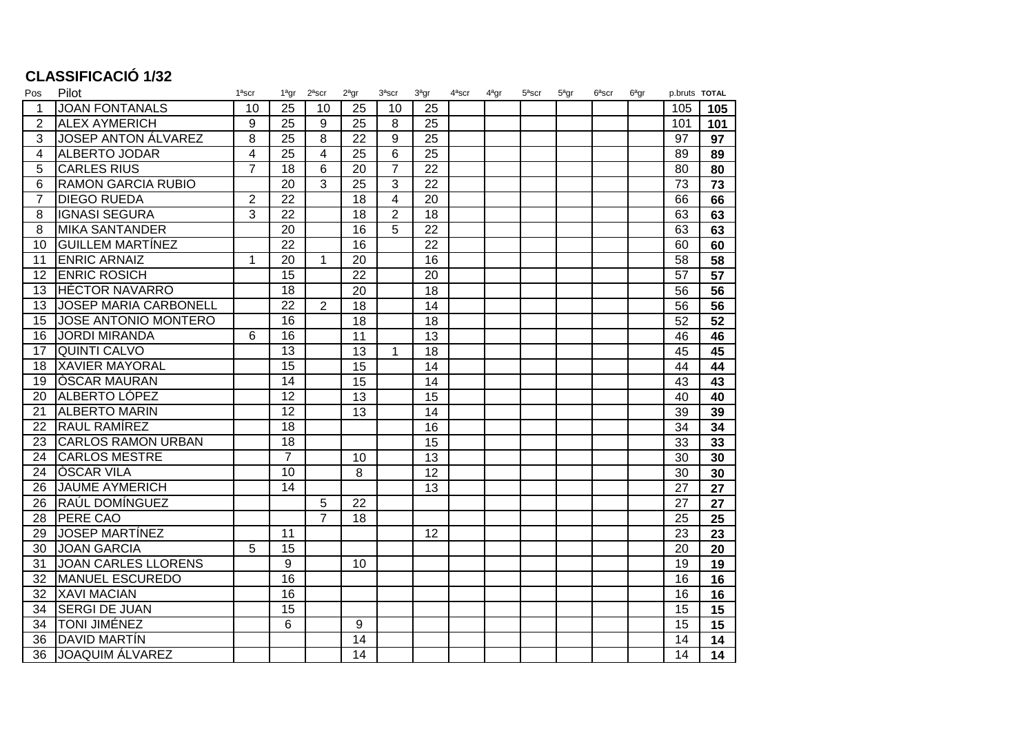## CLASSIFICACIÓ 1/32

| Pos | Pilot | 1ªscr | 1ªgr | 2ªscr | 2ªgr | 3ªscr | 3ªgr | 4ªscr | 4ªgr | 5ªscr | 5ªgr | 6ªscr | 6ªgr | p.bruts | **TOTAL** |
|---|---|---|---|---|---|---|---|---|---|---|---|---|---|---|---|
| 1 | JOAN FONTANALS | 10 | 25 | 10 | 25 | 10 | 25 | | | | | | | 105 | **105** |
| 2 | ALEX AYMERICH | 9 | 25 | 9 | 25 | 8 | 25 | | | | | | | 101 | **101** |
| 3 | JOSEP ANTON ÁLVAREZ | 8 | 25 | 8 | 22 | 9 | 25 | | | | | | | 97 | **97** |
| 4 | ALBERTO JODAR | 4 | 25 | 4 | 25 | 6 | 25 | | | | | | | 89 | **89** |
| 5 | CARLES RIUS | 7 | 18 | 6 | 20 | 7 | 22 | | | | | | | 80 | **80** |
| 6 | RAMON GARCIA RUBIO | | 20 | 3 | 25 | 3 | 22 | | | | | | | 73 | **73** |
| 7 | DIEGO RUEDA | 2 | 22 | | 18 | 4 | 20 | | | | | | | 66 | **66** |
| 8 | IGNASI SEGURA | 3 | 22 | | 18 | 2 | 18 | | | | | | | 63 | **63** |
| 8 | MIKA SANTANDER | | 20 | | 16 | 5 | 22 | | | | | | | 63 | **63** |
| 10 | GUILLEM MARTÍNEZ | | 22 | | 16 | | 22 | | | | | | | 60 | **60** |
| 11 | ENRIC ARNAIZ | 1 | 20 | 1 | 20 | | 16 | | | | | | | 58 | **58** |
| 12 | ENRIC ROSICH | | 15 | | 22 | | 20 | | | | | | | 57 | **57** |
| 13 | HÉCTOR NAVARRO | | 18 | | 20 | | 18 | | | | | | | 56 | **56** |
| 13 | JOSEP MARIA CARBONELL | | 22 | 2 | 18 | | 14 | | | | | | | 56 | **56** |
| 15 | JOSE ANTONIO MONTERO | | 16 | | 18 | | 18 | | | | | | | 52 | **52** |
| 16 | JORDI MIRANDA | 6 | 16 | | 11 | | 13 | | | | | | | 46 | **46** |
| 17 | QUINTI CALVO | | 13 | | 13 | 1 | 18 | | | | | | | 45 | **45** |
| 18 | XAVIER MAYORAL | | 15 | | 15 | | 14 | | | | | | | 44 | **44** |
| 19 | ÒSCAR MAURAN | | 14 | | 15 | | 14 | | | | | | | 43 | **43** |
| 20 | ALBERTO LÓPEZ | | 12 | | 13 | | 15 | | | | | | | 40 | **40** |
| 21 | ALBERTO MARIN | | 12 | | 13 | | 14 | | | | | | | 39 | **39** |
| 22 | RAUL RAMÍREZ | | 18 | | | | 16 | | | | | | | 34 | **34** |
| 23 | CARLOS RAMON URBAN | | 18 | | | | 15 | | | | | | | 33 | **33** |
| 24 | CARLOS MESTRE | | 7 | | 10 | | 13 | | | | | | | 30 | **30** |
| 24 | ÒSCAR VILA | | 10 | | 8 | | 12 | | | | | | | 30 | **30** |
| 26 | JAUME AYMERICH | | 14 | | | | 13 | | | | | | | 27 | **27** |
| 26 | RAÚL DOMÍNGUEZ | | | 5 | 22 | | | | | | | | | 27 | **27** |
| 28 | PERE CAO | | | 7 | 18 | | | | | | | | | 25 | **25** |
| 29 | JOSEP MARTÍNEZ | | 11 | | | | 12 | | | | | | | 23 | **23** |
| 30 | JOAN GARCIA | 5 | 15 | | | | | | | | | | | 20 | **20** |
| 31 | JOAN CARLES LLORENS | | 9 | | 10 | | | | | | | | | 19 | **19** |
| 32 | MANUEL ESCUREDO | | 16 | | | | | | | | | | | 16 | **16** |
| 32 | XAVI MACIAN | | 16 | | | | | | | | | | | 16 | **16** |
| 34 | SERGI DE JUAN | | 15 | | | | | | | | | | | 15 | **15** |
| 34 | TONI JIMÉNEZ | | 6 | | 9 | | | | | | | | | 15 | **15** |
| 36 | DAVID MARTÍN | | | | 14 | | | | | | | | | 14 | **14** |
| 36 | JOAQUIM ÁLVAREZ | | | | 14 | | | | | | | | | 14 | **14** |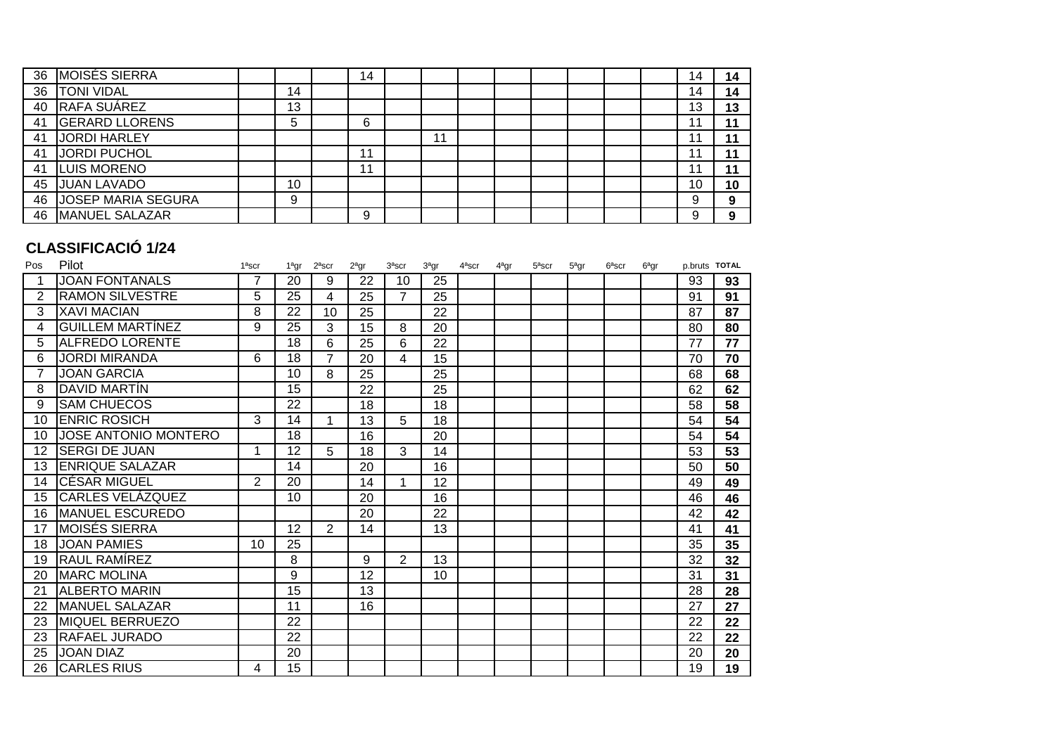| Pos | Pilot | 1ªscr | 1ªgr | 2ªscr | 2ªgr | 3ªscr | 3ªgr | 4ªscr | 4ªgr | 5ªscr | 5ªgr | 6ªscr | 6ªgr | p.bruts | TOTAL |
|---|---|---|---|---|---|---|---|---|---|---|---|---|---|---|---|
| 36 | MOISÉS SIERRA | | | | 14 | | | | | | | | | 14 | **14** |
| 36 | TONI VIDAL | | 14 | | | | | | | | | | | 14 | **14** |
| 40 | RAFA SUÁREZ | | 13 | | | | | | | | | | | 13 | **13** |
| 41 | GERARD LLORENS | | 5 | | 6 | | | | | | | | | 11 | **11** |
| 41 | JORDI HARLEY | | | | | | 11 | | | | | | | 11 | **11** |
| 41 | JORDI PUCHOL | | | | 11 | | | | | | | | | 11 | **11** |
| 41 | LUIS MORENO | | | | 11 | | | | | | | | | 11 | **11** |
| 45 | JUAN LAVADO | | 10 | | | | | | | | | | | 10 | **10** |
| 46 | JOSEP MARIA SEGURA | | 9 | | | | | | | | | | | 9 | **9** |
| 46 | MANUEL SALAZAR | | | | 9 | | | | | | | | | 9 | **9** |

## CLASSIFICACIÓ 1/24

| Pos | Pilot | 1ªscr | 1ªgr | 2ªscr | 2ªgr | 3ªscr | 3ªgr | 4ªscr | 4ªgr | 5ªscr | 5ªgr | 6ªscr | 6ªgr | p.bruts | TOTAL |
|---|---|---|---|---|---|---|---|---|---|---|---|---|---|---|---|
| 1 | JOAN FONTANALS | 7 | 20 | 9 | 22 | 10 | 25 | | | | | | | 93 | **93** |
| 2 | RAMON SILVESTRE | 5 | 25 | 4 | 25 | 7 | 25 | | | | | | | 91 | **91** |
| 3 | XAVI MACIAN | 8 | 22 | 10 | 25 | | 22 | | | | | | | 87 | **87** |
| 4 | GUILLEM MARTÍNEZ | 9 | 25 | 3 | 15 | 8 | 20 | | | | | | | 80 | **80** |
| 5 | ALFREDO LORENTE | | 18 | 6 | 25 | 6 | 22 | | | | | | | 77 | **77** |
| 6 | JORDI MIRANDA | 6 | 18 | 7 | 20 | 4 | 15 | | | | | | | 70 | **70** |
| 7 | JOAN GARCIA | | 10 | 8 | 25 | | 25 | | | | | | | 68 | **68** |
| 8 | DAVID MARTÍN | | 15 | | 22 | | 25 | | | | | | | 62 | **62** |
| 9 | SAM CHUECOS | | 22 | | 18 | | 18 | | | | | | | 58 | **58** |
| 10 | ENRIC ROSICH | 3 | 14 | 1 | 13 | 5 | 18 | | | | | | | 54 | **54** |
| 10 | JOSE ANTONIO MONTERO | | 18 | | 16 | | 20 | | | | | | | 54 | **54** |
| 12 | SERGI DE JUAN | 1 | 12 | 5 | 18 | 3 | 14 | | | | | | | 53 | **53** |
| 13 | ENRIQUE SALAZAR | | 14 | | 20 | | 16 | | | | | | | 50 | **50** |
| 14 | CÉSAR MIGUEL | 2 | 20 | | 14 | 1 | 12 | | | | | | | 49 | **49** |
| 15 | CARLES VELÁZQUEZ | | 10 | | 20 | | 16 | | | | | | | 46 | **46** |
| 16 | MANUEL ESCUREDO | | | | 20 | | 22 | | | | | | | 42 | **42** |
| 17 | MOISÉS SIERRA | | 12 | 2 | 14 | | 13 | | | | | | | 41 | **41** |
| 18 | JOAN PAMIES | 10 | 25 | | | | | | | | | | | 35 | **35** |
| 19 | RAUL RAMÍREZ | | 8 | | 9 | 2 | 13 | | | | | | | 32 | **32** |
| 20 | MARC MOLINA | | 9 | | 12 | | 10 | | | | | | | 31 | **31** |
| 21 | ALBERTO MARIN | | 15 | | 13 | | | | | | | | | 28 | **28** |
| 22 | MANUEL SALAZAR | | 11 | | 16 | | | | | | | | | 27 | **27** |
| 23 | MIQUEL BERRUEZO | | 22 | | | | | | | | | | | 22 | **22** |
| 23 | RAFAEL JURADO | | 22 | | | | | | | | | | | 22 | **22** |
| 25 | JOAN DIAZ | | 20 | | | | | | | | | | | 20 | **20** |
| 26 | CARLES RIUS | 4 | 15 | | | | | | | | | | | 19 | **19** |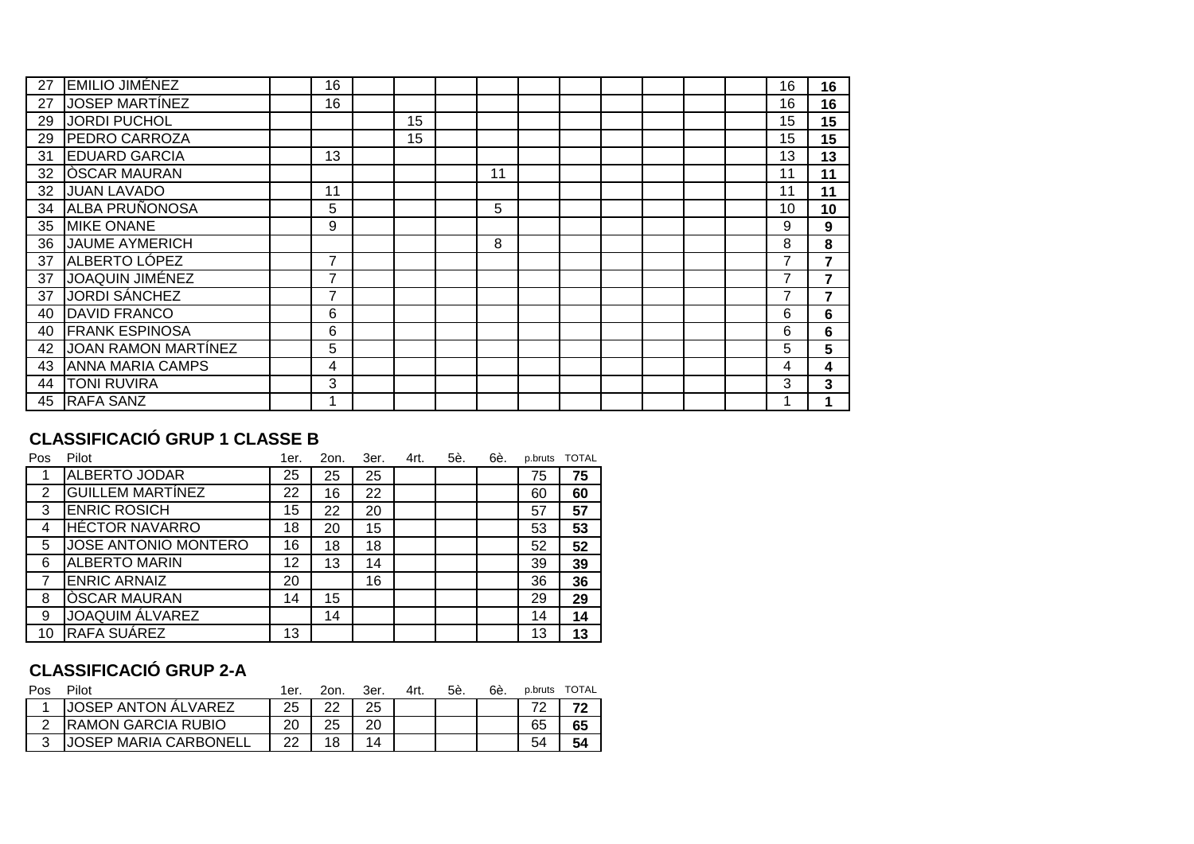| Pos | Pilot | | | | | | | | | | | | | p.bruts | TOTAL |
|---|---|---|---|---|---|---|---|---|---|---|---|---|---|---|---|
| 27 | EMILIO JIMÉNEZ | | 16 | | | | | | | | | | | 16 | **16** |
| 27 | JOSEP MARTÍNEZ | | 16 | | | | | | | | | | | 16 | **16** |
| 29 | JORDI PUCHOL | | | | 15 | | | | | | | | | 15 | **15** |
| 29 | PEDRO CARROZA | | | | 15 | | | | | | | | | 15 | **15** |
| 31 | EDUARD GARCIA | | 13 | | | | | | | | | | | 13 | **13** |
| 32 | ÒSCAR MAURAN | | | | | | 11 | | | | | | | 11 | **11** |
| 32 | JUAN LAVADO | | 11 | | | | | | | | | | | 11 | **11** |
| 34 | ALBA PRUÑONOSA | | 5 | | | | 5 | | | | | | | 10 | **10** |
| 35 | MIKE ONANE | | 9 | | | | | | | | | | | 9 | **9** |
| 36 | JAUME AYMERICH | | | | | | 8 | | | | | | | 8 | **8** |
| 37 | ALBERTO LÓPEZ | | 7 | | | | | | | | | | | 7 | **7** |
| 37 | JOAQUIN JIMÉNEZ | | 7 | | | | | | | | | | | 7 | **7** |
| 37 | JORDI SÁNCHEZ | | 7 | | | | | | | | | | | 7 | **7** |
| 40 | DAVID FRANCO | | 6 | | | | | | | | | | | 6 | **6** |
| 40 | FRANK ESPINOSA | | 6 | | | | | | | | | | | 6 | **6** |
| 42 | JOAN RAMON MARTÍNEZ | | 5 | | | | | | | | | | | 5 | **5** |
| 43 | ANNA MARIA CAMPS | | 4 | | | | | | | | | | | 4 | **4** |
| 44 | TONI RUVIRA | | 3 | | | | | | | | | | | 3 | **3** |
| 45 | RAFA SANZ | | 1 | | | | | | | | | | | 1 | **1** |

## CLASSIFICACIÓ GRUP 1 CLASSE B

| Pos | Pilot | 1er. | 2on. | 3er. | 4rt. | 5è. | 6è. | p.bruts | TOTAL |
|---|---|---|---|---|---|---|---|---|---|
| 1 | ALBERTO JODAR | 25 | 25 | 25 | | | | 75 | **75** |
| 2 | GUILLEM MARTÍNEZ | 22 | 16 | 22 | | | | 60 | **60** |
| 3 | ENRIC ROSICH | 15 | 22 | 20 | | | | 57 | **57** |
| 4 | HÉCTOR NAVARRO | 18 | 20 | 15 | | | | 53 | **53** |
| 5 | JOSE ANTONIO MONTERO | 16 | 18 | 18 | | | | 52 | **52** |
| 6 | ALBERTO MARIN | 12 | 13 | 14 | | | | 39 | **39** |
| 7 | ENRIC ARNAIZ | 20 | | 16 | | | | 36 | **36** |
| 8 | ÒSCAR MAURAN | 14 | 15 | | | | | 29 | **29** |
| 9 | JOAQUIM ÁLVAREZ | | 14 | | | | | 14 | **14** |
| 10 | RAFA SUÁREZ | 13 | | | | | | 13 | **13** |

## CLASSIFICACIÓ GRUP 2-A

| Pos | Pilot | 1er. | 2on. | 3er. | 4rt. | 5è. | 6è. | p.bruts | TOTAL |
|---|---|---|---|---|---|---|---|---|---|
| 1 | JOSEP ANTON ÁLVAREZ | 25 | 22 | 25 | | | | 72 | **72** |
| 2 | RAMON GARCIA RUBIO | 20 | 25 | 20 | | | | 65 | **65** |
| 3 | JOSEP MARIA CARBONELL | 22 | 18 | 14 | | | | 54 | **54** |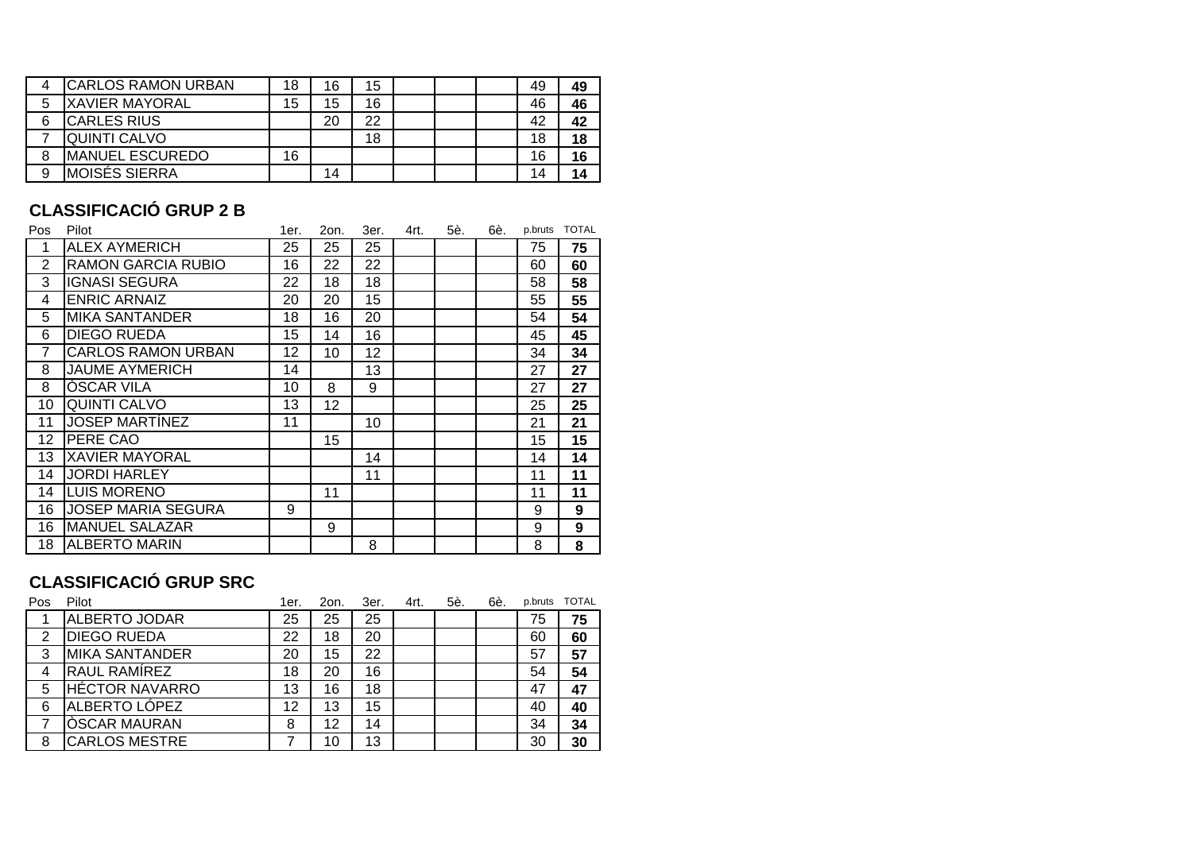| | | | | | | | | | |
|---|---|---|---|---|---|---|---|---|---|
| 4 | CARLOS RAMON URBAN | 18 | 16 | 15 | | | | 49 | **49** |
| 5 | XAVIER MAYORAL | 15 | 15 | 16 | | | | 46 | **46** |
| 6 | CARLES RIUS | | 20 | 22 | | | | 42 | **42** |
| 7 | QUINTI CALVO | | | 18 | | | | 18 | **18** |
| 8 | MANUEL ESCUREDO | 16 | | | | | | 16 | **16** |
| 9 | MOISÉS SIERRA | | 14 | | | | | 14 | **14** |

## CLASSIFICACIÓ GRUP 2 B

| Pos | Pilot | 1er. | 2on. | 3er. | 4rt. | 5è. | 6è. | p.bruts | TOTAL |
|---|---|---|---|---|---|---|---|---|---|
| 1 | ALEX AYMERICH | 25 | 25 | 25 | | | | 75 | **75** |
| 2 | RAMON GARCIA RUBIO | 16 | 22 | 22 | | | | 60 | **60** |
| 3 | IGNASI SEGURA | 22 | 18 | 18 | | | | 58 | **58** |
| 4 | ENRIC ARNAIZ | 20 | 20 | 15 | | | | 55 | **55** |
| 5 | MIKA SANTANDER | 18 | 16 | 20 | | | | 54 | **54** |
| 6 | DIEGO RUEDA | 15 | 14 | 16 | | | | 45 | **45** |
| 7 | CARLOS RAMON URBAN | 12 | 10 | 12 | | | | 34 | **34** |
| 8 | JAUME AYMERICH | 14 | | 13 | | | | 27 | **27** |
| 8 | ÒSCAR VILA | 10 | 8 | 9 | | | | 27 | **27** |
| 10 | QUINTI CALVO | 13 | 12 | | | | | 25 | **25** |
| 11 | JOSEP MARTÍNEZ | 11 | | 10 | | | | 21 | **21** |
| 12 | PERE CAO | | 15 | | | | | 15 | **15** |
| 13 | XAVIER MAYORAL | | | 14 | | | | 14 | **14** |
| 14 | JORDI HARLEY | | | 11 | | | | 11 | **11** |
| 14 | LUIS MORENO | | 11 | | | | | 11 | **11** |
| 16 | JOSEP MARIA SEGURA | 9 | | | | | | 9 | **9** |
| 16 | MANUEL SALAZAR | | 9 | | | | | 9 | **9** |
| 18 | ALBERTO MARIN | | | 8 | | | | 8 | **8** |

## CLASSIFICACIÓ GRUP SRC

| Pos | Pilot | 1er. | 2on. | 3er. | 4rt. | 5è. | 6è. | p.bruts | TOTAL |
|---|---|---|---|---|---|---|---|---|---|
| 1 | ALBERTO JODAR | 25 | 25 | 25 | | | | 75 | **75** |
| 2 | DIEGO RUEDA | 22 | 18 | 20 | | | | 60 | **60** |
| 3 | MIKA SANTANDER | 20 | 15 | 22 | | | | 57 | **57** |
| 4 | RAUL RAMÍREZ | 18 | 20 | 16 | | | | 54 | **54** |
| 5 | HÉCTOR NAVARRO | 13 | 16 | 18 | | | | 47 | **47** |
| 6 | ALBERTO LÓPEZ | 12 | 13 | 15 | | | | 40 | **40** |
| 7 | ÒSCAR MAURAN | 8 | 12 | 14 | | | | 34 | **34** |
| 8 | CARLOS MESTRE | 7 | 10 | 13 | | | | 30 | **30** |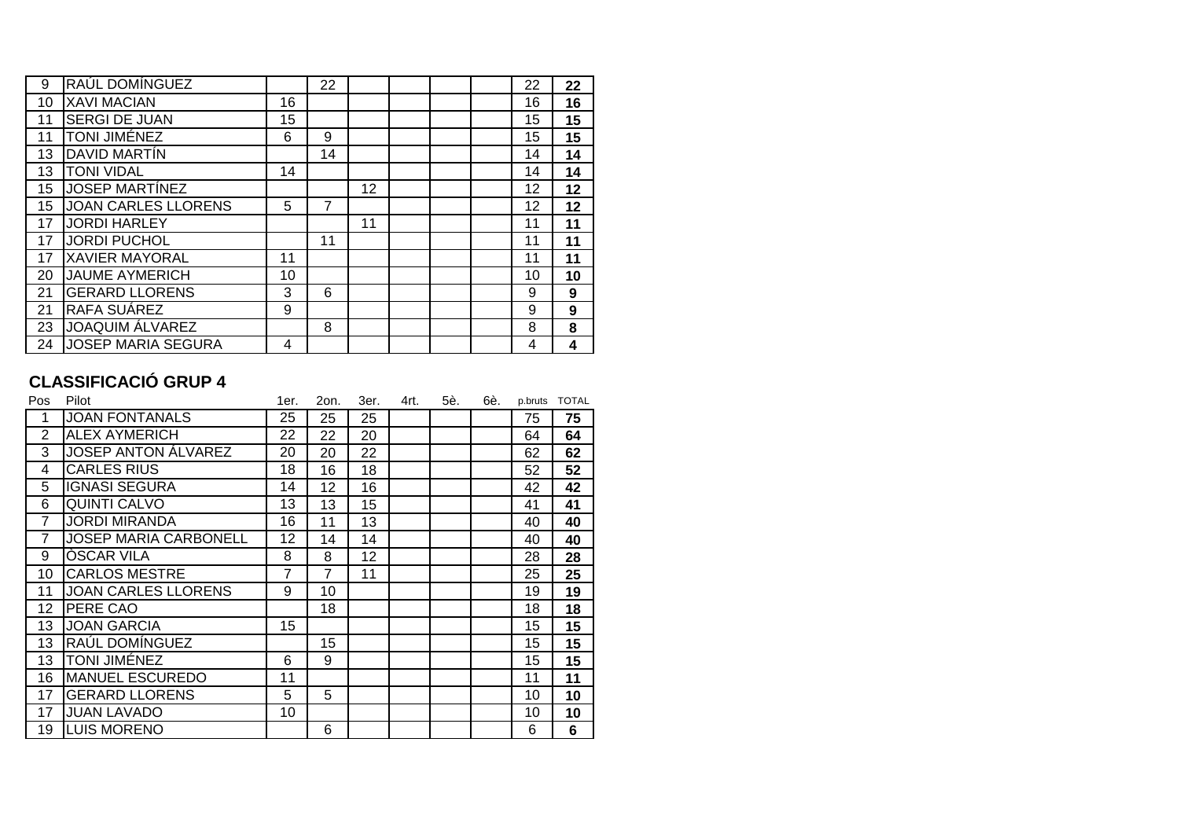| 9 | RAÚL DOMÍNGUEZ | | 22 | | | | | 22 | **22** |
|---|---|---|---|---|---|---|---|---|---|
| 10 | XAVI MACIAN | 16 | | | | | | 16 | **16** |
| 11 | SERGI DE JUAN | 15 | | | | | | 15 | **15** |
| 11 | TONI JIMÉNEZ | 6 | 9 | | | | | 15 | **15** |
| 13 | DAVID MARTÍN | | 14 | | | | | 14 | **14** |
| 13 | TONI VIDAL | 14 | | | | | | 14 | **14** |
| 15 | JOSEP MARTÍNEZ | | | 12 | | | | 12 | **12** |
| 15 | JOAN CARLES LLORENS | 5 | 7 | | | | | 12 | **12** |
| 17 | JORDI HARLEY | | | 11 | | | | 11 | **11** |
| 17 | JORDI PUCHOL | | 11 | | | | | 11 | **11** |
| 17 | XAVIER MAYORAL | 11 | | | | | | 11 | **11** |
| 20 | JAUME AYMERICH | 10 | | | | | | 10 | **10** |
| 21 | GERARD LLORENS | 3 | 6 | | | | | 9 | **9** |
| 21 | RAFA SUÁREZ | 9 | | | | | | 9 | **9** |
| 23 | JOAQUIM ÁLVAREZ | | 8 | | | | | 8 | **8** |
| 24 | JOSEP MARIA SEGURA | 4 | | | | | | 4 | **4** |

## CLASSIFICACIÓ GRUP 4

| Pos | Pilot | 1er. | 2on. | 3er. | 4rt. | 5è. | 6è. | p.bruts | TOTAL |
|---|---|---|---|---|---|---|---|---|---|
| 1 | JOAN FONTANALS | 25 | 25 | 25 | | | | 75 | **75** |
| 2 | ALEX AYMERICH | 22 | 22 | 20 | | | | 64 | **64** |
| 3 | JOSEP ANTON ÁLVAREZ | 20 | 20 | 22 | | | | 62 | **62** |
| 4 | CARLES RIUS | 18 | 16 | 18 | | | | 52 | **52** |
| 5 | IGNASI SEGURA | 14 | 12 | 16 | | | | 42 | **42** |
| 6 | QUINTI CALVO | 13 | 13 | 15 | | | | 41 | **41** |
| 7 | JORDI MIRANDA | 16 | 11 | 13 | | | | 40 | **40** |
| 7 | JOSEP MARIA CARBONELL | 12 | 14 | 14 | | | | 40 | **40** |
| 9 | ÒSCAR VILA | 8 | 8 | 12 | | | | 28 | **28** |
| 10 | CARLOS MESTRE | 7 | 7 | 11 | | | | 25 | **25** |
| 11 | JOAN CARLES LLORENS | 9 | 10 | | | | | 19 | **19** |
| 12 | PERE CAO | | 18 | | | | | 18 | **18** |
| 13 | JOAN GARCIA | 15 | | | | | | 15 | **15** |
| 13 | RAÚL DOMÍNGUEZ | | 15 | | | | | 15 | **15** |
| 13 | TONI JIMÉNEZ | 6 | 9 | | | | | 15 | **15** |
| 16 | MANUEL ESCUREDO | 11 | | | | | | 11 | **11** |
| 17 | GERARD LLORENS | 5 | 5 | | | | | 10 | **10** |
| 17 | JUAN LAVADO | 10 | | | | | | 10 | **10** |
| 19 | LUIS MORENO | | 6 | | | | | 6 | **6** |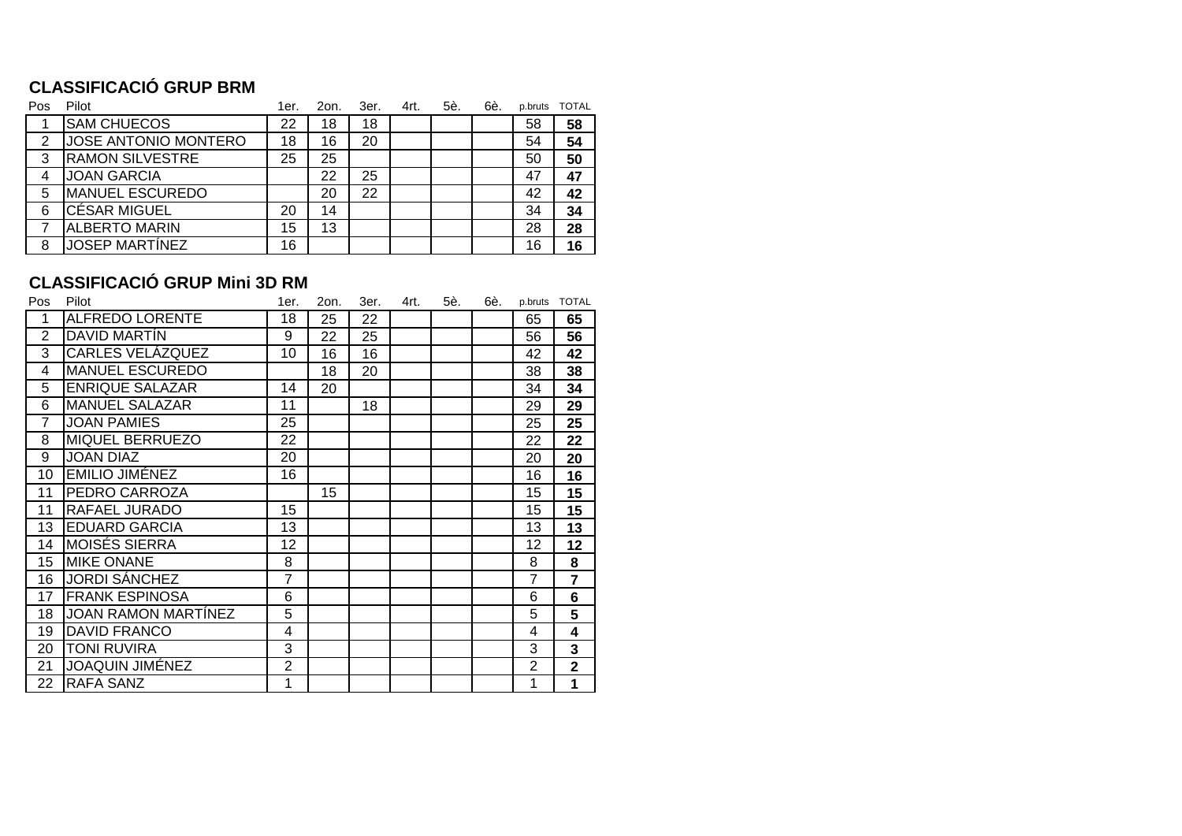### CLASSIFICACIÓ GRUP BRM

| Pos | Pilot | 1er. | 2on. | 3er. | 4rt. | 5è. | 6è. | p.bruts | TOTAL |
|---|---|---|---|---|---|---|---|---|---|
| 1 | SAM CHUECOS | 22 | 18 | 18 | | | | 58 | **58** |
| 2 | JOSE ANTONIO MONTERO | 18 | 16 | 20 | | | | 54 | **54** |
| 3 | RAMON SILVESTRE | 25 | 25 | | | | | 50 | **50** |
| 4 | JOAN GARCIA | | 22 | 25 | | | | 47 | **47** |
| 5 | MANUEL ESCUREDO | | 20 | 22 | | | | 42 | **42** |
| 6 | CÉSAR MIGUEL | 20 | 14 | | | | | 34 | **34** |
| 7 | ALBERTO MARIN | 15 | 13 | | | | | 28 | **28** |
| 8 | JOSEP MARTÍNEZ | 16 | | | | | | 16 | **16** |

### CLASSIFICACIÓ GRUP Mini 3D RM

| Pos | Pilot | 1er. | 2on. | 3er. | 4rt. | 5è. | 6è. | p.bruts | TOTAL |
|---|---|---|---|---|---|---|---|---|---|
| 1 | ALFREDO LORENTE | 18 | 25 | 22 | | | | 65 | **65** |
| 2 | DAVID MARTÍN | 9 | 22 | 25 | | | | 56 | **56** |
| 3 | CARLES VELÁZQUEZ | 10 | 16 | 16 | | | | 42 | **42** |
| 4 | MANUEL ESCUREDO | | 18 | 20 | | | | 38 | **38** |
| 5 | ENRIQUE SALAZAR | 14 | 20 | | | | | 34 | **34** |
| 6 | MANUEL SALAZAR | 11 | | 18 | | | | 29 | **29** |
| 7 | JOAN PAMIES | 25 | | | | | | 25 | **25** |
| 8 | MIQUEL BERRUEZO | 22 | | | | | | 22 | **22** |
| 9 | JOAN DIAZ | 20 | | | | | | 20 | **20** |
| 10 | EMILIO JIMÉNEZ | 16 | | | | | | 16 | **16** |
| 11 | PEDRO CARROZA | | 15 | | | | | 15 | **15** |
| 11 | RAFAEL JURADO | 15 | | | | | | 15 | **15** |
| 13 | EDUARD GARCIA | 13 | | | | | | 13 | **13** |
| 14 | MOISÉS SIERRA | 12 | | | | | | 12 | **12** |
| 15 | MIKE ONANE | 8 | | | | | | 8 | **8** |
| 16 | JORDI SÁNCHEZ | 7 | | | | | | 7 | **7** |
| 17 | FRANK ESPINOSA | 6 | | | | | | 6 | **6** |
| 18 | JOAN RAMON MARTÍNEZ | 5 | | | | | | 5 | **5** |
| 19 | DAVID FRANCO | 4 | | | | | | 4 | **4** |
| 20 | TONI RUVIRA | 3 | | | | | | 3 | **3** |
| 21 | JOAQUIN JIMÉNEZ | 2 | | | | | | 2 | **2** |
| 22 | RAFA SANZ | 1 | | | | | | 1 | **1** |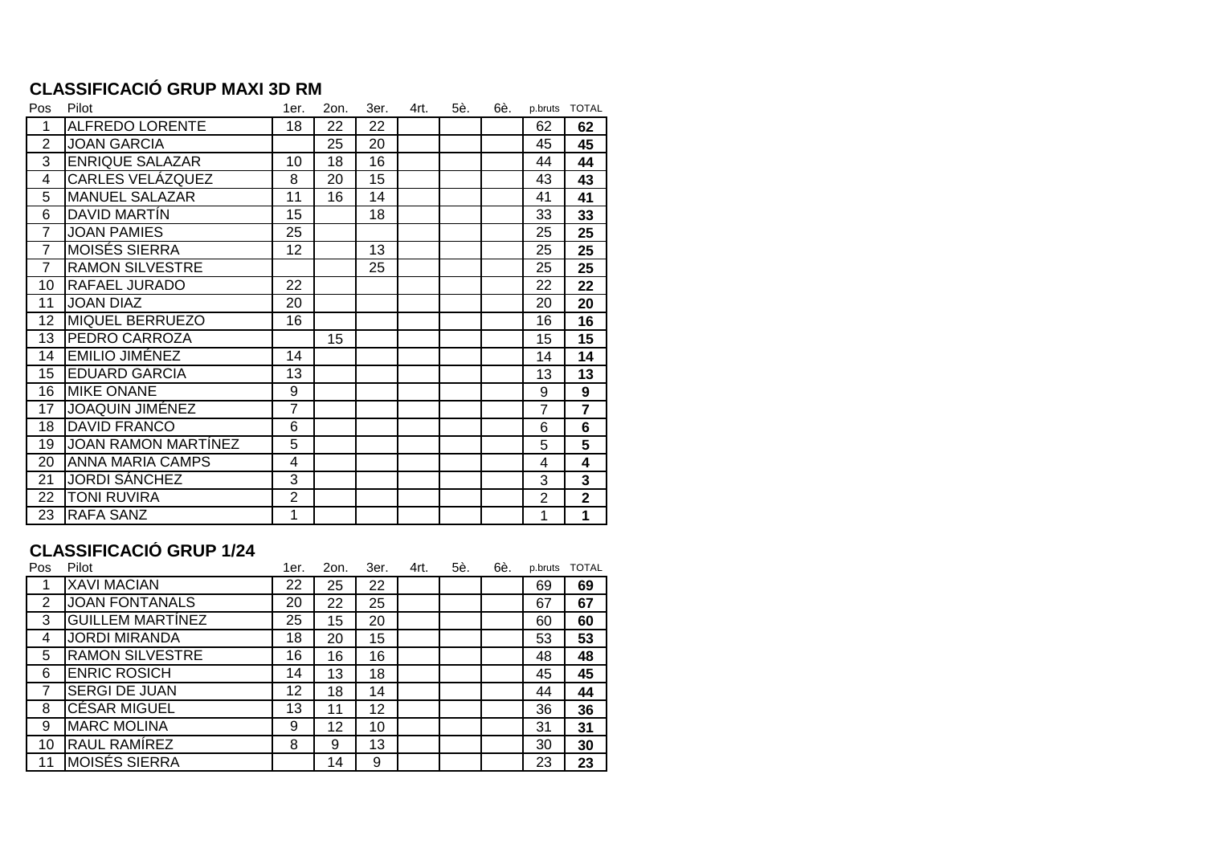## CLASSIFICACIÓ GRUP MAXI 3D RM

| Pos | Pilot | 1er. | 2on. | 3er. | 4rt. | 5è. | 6è. | p.bruts | TOTAL |
|---|---|---|---|---|---|---|---|---|---|
| 1 | ALFREDO LORENTE | 18 | 22 | 22 | | | | 62 | **62** |
| 2 | JOAN GARCIA | | 25 | 20 | | | | 45 | **45** |
| 3 | ENRIQUE SALAZAR | 10 | 18 | 16 | | | | 44 | **44** |
| 4 | CARLES VELÁZQUEZ | 8 | 20 | 15 | | | | 43 | **43** |
| 5 | MANUEL SALAZAR | 11 | 16 | 14 | | | | 41 | **41** |
| 6 | DAVID MARTÍN | 15 | | 18 | | | | 33 | **33** |
| 7 | JOAN PAMIES | 25 | | | | | | 25 | **25** |
| 7 | MOISÉS SIERRA | 12 | | 13 | | | | 25 | **25** |
| 7 | RAMON SILVESTRE | | | 25 | | | | 25 | **25** |
| 10 | RAFAEL JURADO | 22 | | | | | | 22 | **22** |
| 11 | JOAN DIAZ | 20 | | | | | | 20 | **20** |
| 12 | MIQUEL BERRUEZO | 16 | | | | | | 16 | **16** |
| 13 | PEDRO CARROZA | | 15 | | | | | 15 | **15** |
| 14 | EMILIO JIMÉNEZ | 14 | | | | | | 14 | **14** |
| 15 | EDUARD GARCIA | 13 | | | | | | 13 | **13** |
| 16 | MIKE ONANE | 9 | | | | | | 9 | **9** |
| 17 | JOAQUIN JIMÉNEZ | 7 | | | | | | 7 | **7** |
| 18 | DAVID FRANCO | 6 | | | | | | 6 | **6** |
| 19 | JOAN RAMON MARTÍNEZ | 5 | | | | | | 5 | **5** |
| 20 | ANNA MARIA CAMPS | 4 | | | | | | 4 | **4** |
| 21 | JORDI SÁNCHEZ | 3 | | | | | | 3 | **3** |
| 22 | TONI RUVIRA | 2 | | | | | | 2 | **2** |
| 23 | RAFA SANZ | 1 | | | | | | 1 | **1** |

## CLASSIFICACIÓ GRUP 1/24

| Pos | Pilot | 1er. | 2on. | 3er. | 4rt. | 5è. | 6è. | p.bruts | TOTAL |
|---|---|---|---|---|---|---|---|---|---|
| 1 | XAVI MACIAN | 22 | 25 | 22 | | | | 69 | **69** |
| 2 | JOAN FONTANALS | 20 | 22 | 25 | | | | 67 | **67** |
| 3 | GUILLEM MARTÍNEZ | 25 | 15 | 20 | | | | 60 | **60** |
| 4 | JORDI MIRANDA | 18 | 20 | 15 | | | | 53 | **53** |
| 5 | RAMON SILVESTRE | 16 | 16 | 16 | | | | 48 | **48** |
| 6 | ENRIC ROSICH | 14 | 13 | 18 | | | | 45 | **45** |
| 7 | SERGI DE JUAN | 12 | 18 | 14 | | | | 44 | **44** |
| 8 | CÉSAR MIGUEL | 13 | 11 | 12 | | | | 36 | **36** |
| 9 | MARC MOLINA | 9 | 12 | 10 | | | | 31 | **31** |
| 10 | RAUL RAMÍREZ | 8 | 9 | 13 | | | | 30 | **30** |
| 11 | MOISÉS SIERRA | | 14 | 9 | | | | 23 | **23** |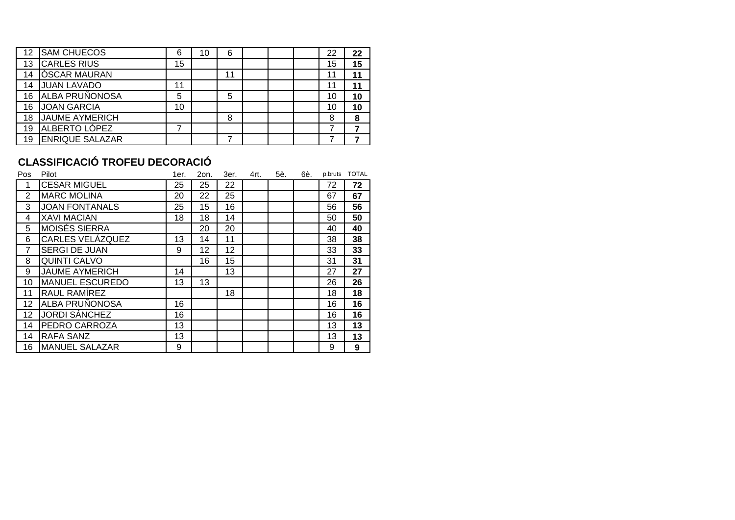| | | | | | | | | | |
|---|---|---|---|---|---|---|---|---|---|
| 12 | SAM CHUECOS | 6 | 10 | 6 | | | | 22 | **22** |
| 13 | CARLES RIUS | 15 | | | | | | 15 | **15** |
| 14 | ÒSCAR MAURAN | | | 11 | | | | 11 | **11** |
| 14 | JUAN LAVADO | 11 | | | | | | 11 | **11** |
| 16 | ALBA PRUÑONOSA | 5 | | 5 | | | | 10 | **10** |
| 16 | JOAN GARCIA | 10 | | | | | | 10 | **10** |
| 18 | JAUME AYMERICH | | | 8 | | | | 8 | **8** |
| 19 | ALBERTO LÓPEZ | 7 | | | | | | 7 | **7** |
| 19 | ENRIQUE SALAZAR | | | 7 | | | | 7 | **7** |

## CLASSIFICACIÓ TROFEU DECORACIÓ

| Pos | Pilot | 1er. | 2on. | 3er. | 4rt. | 5è. | 6è. | p.bruts | TOTAL |
|---|---|---|---|---|---|---|---|---|---|
| 1 | CESAR MIGUEL | 25 | 25 | 22 | | | | 72 | **72** |
| 2 | MARC MOLINA | 20 | 22 | 25 | | | | 67 | **67** |
| 3 | JOAN FONTANALS | 25 | 15 | 16 | | | | 56 | **56** |
| 4 | XAVI MACIAN | 18 | 18 | 14 | | | | 50 | **50** |
| 5 | MOISÉS SIERRA | | 20 | 20 | | | | 40 | **40** |
| 6 | CARLES VELÁZQUEZ | 13 | 14 | 11 | | | | 38 | **38** |
| 7 | SERGI DE JUAN | 9 | 12 | 12 | | | | 33 | **33** |
| 8 | QUINTI CALVO | | 16 | 15 | | | | 31 | **31** |
| 9 | JAUME AYMERICH | 14 | | 13 | | | | 27 | **27** |
| 10 | MANUEL ESCUREDO | 13 | 13 | | | | | 26 | **26** |
| 11 | RAUL RAMÍREZ | | | 18 | | | | 18 | **18** |
| 12 | ALBA PRUÑONOSA | 16 | | | | | | 16 | **16** |
| 12 | JORDI SÁNCHEZ | 16 | | | | | | 16 | **16** |
| 14 | PEDRO CARROZA | 13 | | | | | | 13 | **13** |
| 14 | RAFA SANZ | 13 | | | | | | 13 | **13** |
| 16 | MANUEL SALAZAR | 9 | | | | | | 9 | **9** |